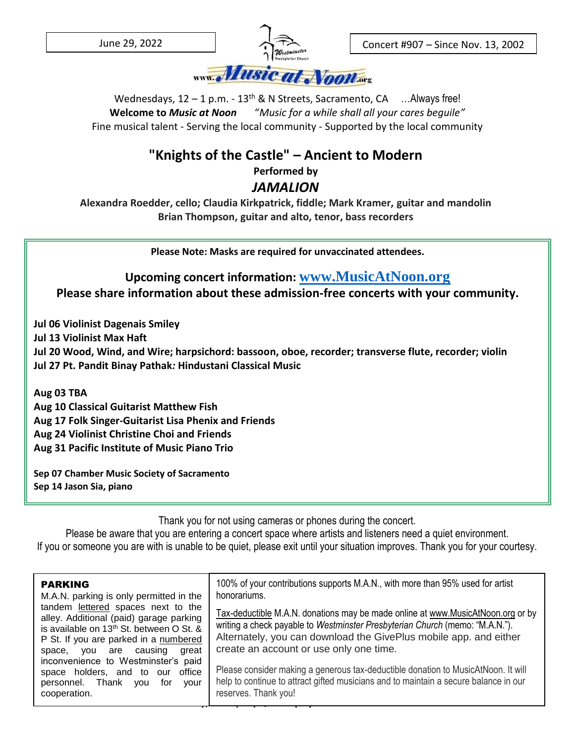June 29, 2022

Concert #907 – Since Nov. 13, 2002

www.Music at Noon.org

Wednesdays, 12 – 1 p.m. - 13th & N Streets, Sacramento, CA ...Always free!

**Welcome to *Music at Noon*** *"Music for a while shall all your cares beguile"*

Fine musical talent - Serving the local community - Supported by the local community

# "Knights of the Castle" – Ancient to Modern

**Performed by**

## *JAMALION*

**Alexandra Roedder, cello; Claudia Kirkpatrick, fiddle; Mark Kramer, guitar and mandolin**
**Brian Thompson, guitar and alto, tenor, bass recorders**

**Please Note: Masks are required for unvaccinated attendees.**

**Upcoming concert information: www.MusicAtNoon.org**
**Please share information about these admission-free concerts with your community.**

**Jul 06 Violinist Dagenais Smiley**
**Jul 13 Violinist Max Haft**
**Jul 20 Wood, Wind, and Wire; harpsichord: bassoon, oboe, recorder; transverse flute, recorder; violin**
**Jul 27 Pt. Pandit Binay Pathak: Hindustani Classical Music**

**Aug 03 TBA**
**Aug 10 Classical Guitarist Matthew Fish**
**Aug 17 Folk Singer-Guitarist Lisa Phenix and Friends**
**Aug 24 Violinist Christine Choi and Friends**
**Aug 31 Pacific Institute of Music Piano Trio**

**Sep 07 Chamber Music Society of Sacramento**
**Sep 14 Jason Sia, piano**

Thank you for not using cameras or phones during the concert.
Please be aware that you are entering a concert space where artists and listeners need a quiet environment.
If you or someone you are with is unable to be quiet, please exit until your situation improves. Thank you for your courtesy.

**PARKING**
M.A.N. parking is only permitted in the tandem lettered spaces next to the alley. Additional (paid) garage parking is available on 13th St. between O St. & P St. If you are parked in a numbered space, you are causing great inconvenience to Westminster's paid space holders, and to our office personnel. Thank you for your cooperation.

100% of your contributions supports M.A.N., with more than 95% used for artist honorariums.

Tax-deductible M.A.N. donations may be made online at www.MusicAtNoon.org or by writing a check payable to *Westminster Presbyterian Church* (memo: "M.A.N."). Alternately, you can download the GivePlus mobile app. and either create an account or use only one time.

Please consider making a generous tax-deductible donation to MusicAtNoon. It will help to continue to attract gifted musicians and to maintain a secure balance in our reserves. Thank you!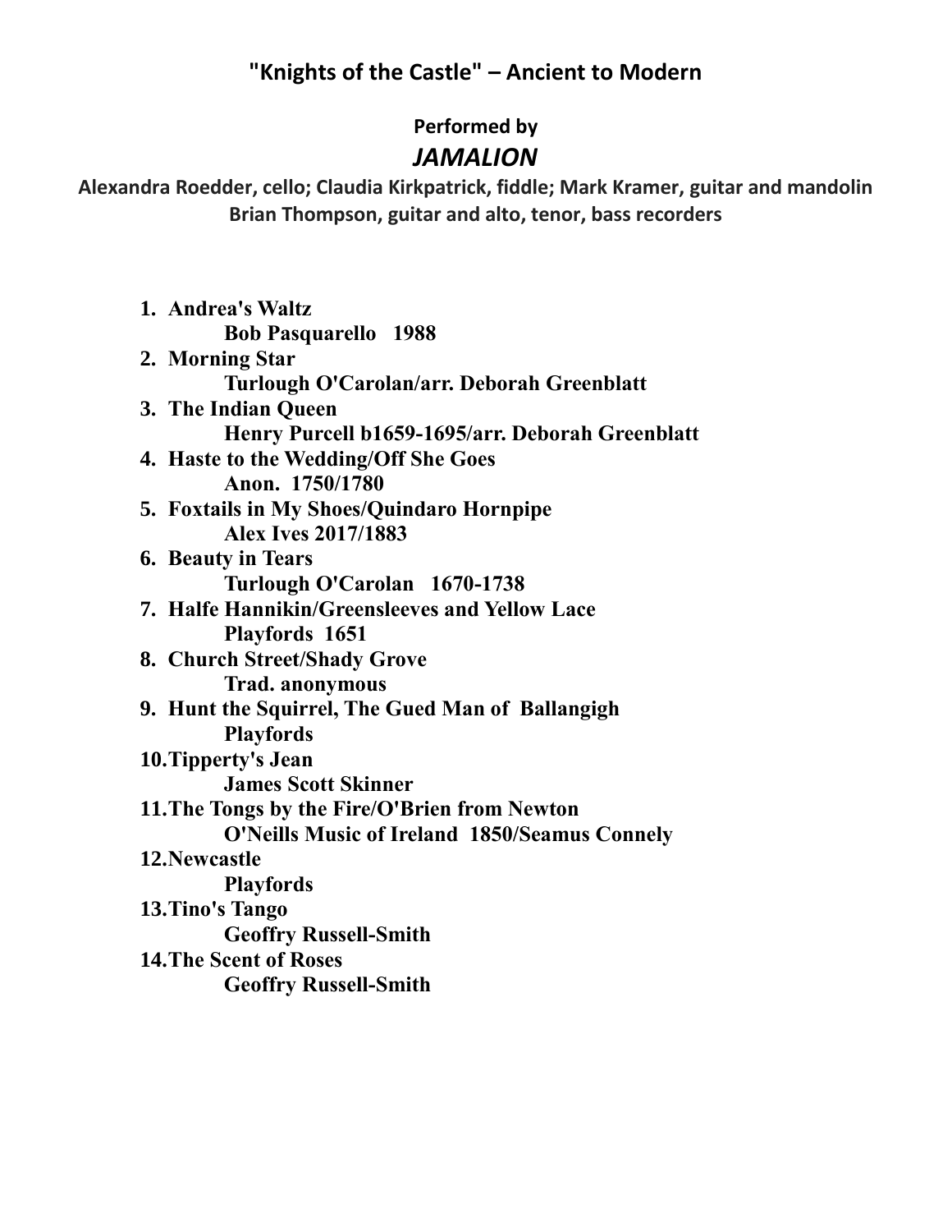## "Knights of the Castle" – Ancient to Modern

**Performed by**

### *JAMALION*

**Alexandra Roedder, cello; Claudia Kirkpatrick, fiddle; Mark Kramer, guitar and mandolin**
**Brian Thompson, guitar and alto, tenor, bass recorders**

1. **Andrea's Waltz**
   **Bob Pasquarello 1988**
2. **Morning Star**
   **Turlough O'Carolan/arr. Deborah Greenblatt**
3. **The Indian Queen**
   **Henry Purcell b1659-1695/arr. Deborah Greenblatt**
4. **Haste to the Wedding/Off She Goes**
   **Anon. 1750/1780**
5. **Foxtails in My Shoes/Quindaro Hornpipe**
   **Alex Ives 2017/1883**
6. **Beauty in Tears**
   **Turlough O'Carolan 1670-1738**
7. **Halfe Hannikin/Greensleeves and Yellow Lace**
   **Playfords 1651**
8. **Church Street/Shady Grove**
   **Trad. anonymous**
9. **Hunt the Squirrel, The Gued Man of Ballangigh**
   **Playfords**
10. **Tipperty's Jean**
    **James Scott Skinner**
11. **The Tongs by the Fire/O'Brien from Newton**
    **O'Neills Music of Ireland 1850/Seamus Connely**
12. **Newcastle**
    **Playfords**
13. **Tino's Tango**
    **Geoffry Russell-Smith**
14. **The Scent of Roses**
    **Geoffry Russell-Smith**